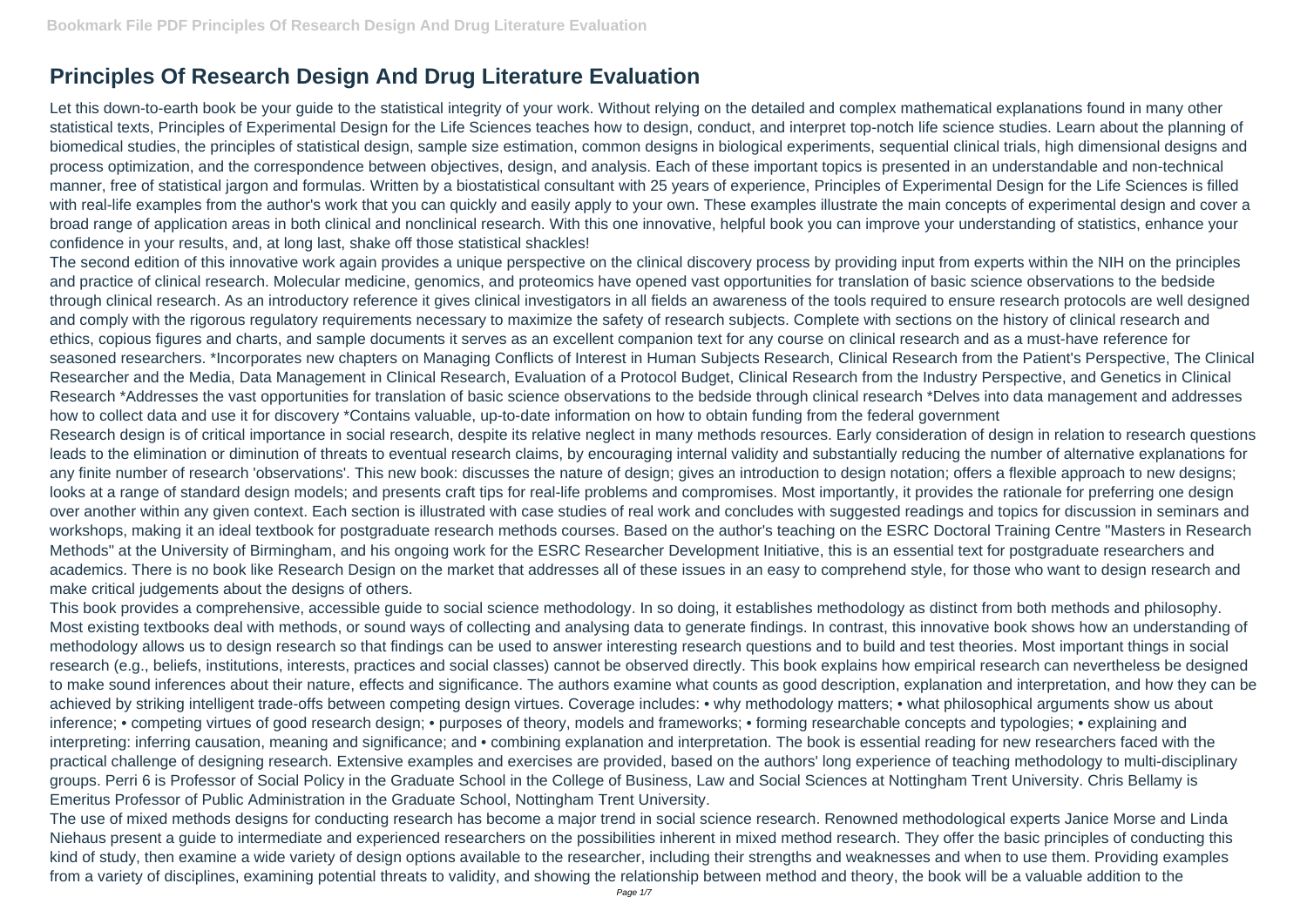# Principles Of Research Design And Drug Literature Evaluation

Let this down-to-earth book be your guide to the statistical integrity of your work. Without relying on the detailed and complex mathematical explanations found in many other statistical texts, Principles of Experimental Design for the Life Sciences teaches how to design, conduct, and interpret top-notch life science studies. Learn about the planning of biomedical studies, the principles of statistical design, sample size estimation, common designs in biological experiments, sequential clinical trials, high dimensional designs and process optimization, and the correspondence between objectives, design, and analysis. Each of these important topics is presented in an understandable and non-technical manner, free of statistical jargon and formulas. Written by a biostatistical consultant with 25 years of experience, Principles of Experimental Design for the Life Sciences is filled with real-life examples from the author's work that you can quickly and easily apply to your own. These examples illustrate the main concepts of experimental design and cover a broad range of application areas in both clinical and nonclinical research. With this one innovative, helpful book you can improve your understanding of statistics, enhance your confidence in your results, and, at long last, shake off those statistical shackles!

The second edition of this innovative work again provides a unique perspective on the clinical discovery process by providing input from experts within the NIH on the principles and practice of clinical research. Molecular medicine, genomics, and proteomics have opened vast opportunities for translation of basic science observations to the bedside through clinical research. As an introductory reference it gives clinical investigators in all fields an awareness of the tools required to ensure research protocols are well designed and comply with the rigorous regulatory requirements necessary to maximize the safety of research subjects. Complete with sections on the history of clinical research and ethics, copious figures and charts, and sample documents it serves as an excellent companion text for any course on clinical research and as a must-have reference for seasoned researchers. *Incorporates new chapters on Managing Conflicts of Interest in Human Subjects Research, Clinical Research from the Patient's Perspective, The Clinical Researcher and the Media, Data Management in Clinical Research, Evaluation of a Protocol Budget, Clinical Research from the Industry Perspective, and Genetics in Clinical Research *Addresses the vast opportunities for translation of basic science observations to the bedside through clinical research *Delves into data management and addresses how to collect data and use it for discovery *Contains valuable, up-to-date information on how to obtain funding from the federal government

Research design is of critical importance in social research, despite its relative neglect in many methods resources. Early consideration of design in relation to research questions leads to the elimination or diminution of threats to eventual research claims, by encouraging internal validity and substantially reducing the number of alternative explanations for any finite number of research 'observations'. This new book: discusses the nature of design; gives an introduction to design notation; offers a flexible approach to new designs; looks at a range of standard design models; and presents craft tips for real-life problems and compromises. Most importantly, it provides the rationale for preferring one design over another within any given context. Each section is illustrated with case studies of real work and concludes with suggested readings and topics for discussion in seminars and workshops, making it an ideal textbook for postgraduate research methods courses. Based on the author's teaching on the ESRC Doctoral Training Centre "Masters in Research Methods" at the University of Birmingham, and his ongoing work for the ESRC Researcher Development Initiative, this is an essential text for postgraduate researchers and academics. There is no book like Research Design on the market that addresses all of these issues in an easy to comprehend style, for those who want to design research and make critical judgements about the designs of others.

This book provides a comprehensive, accessible guide to social science methodology. In so doing, it establishes methodology as distinct from both methods and philosophy. Most existing textbooks deal with methods, or sound ways of collecting and analysing data to generate findings. In contrast, this innovative book shows how an understanding of methodology allows us to design research so that findings can be used to answer interesting research questions and to build and test theories. Most important things in social research (e.g., beliefs, institutions, interests, practices and social classes) cannot be observed directly. This book explains how empirical research can nevertheless be designed to make sound inferences about their nature, effects and significance. The authors examine what counts as good description, explanation and interpretation, and how they can be achieved by striking intelligent trade-offs between competing design virtues. Coverage includes: • why methodology matters; • what philosophical arguments show us about inference; • competing virtues of good research design; • purposes of theory, models and frameworks; • forming researchable concepts and typologies; • explaining and interpreting: inferring causation, meaning and significance; and • combining explanation and interpretation. The book is essential reading for new researchers faced with the practical challenge of designing research. Extensive examples and exercises are provided, based on the authors' long experience of teaching methodology to multi-disciplinary groups. Perri 6 is Professor of Social Policy in the Graduate School in the College of Business, Law and Social Sciences at Nottingham Trent University. Chris Bellamy is Emeritus Professor of Public Administration in the Graduate School, Nottingham Trent University.

The use of mixed methods designs for conducting research has become a major trend in social science research. Renowned methodological experts Janice Morse and Linda Niehaus present a guide to intermediate and experienced researchers on the possibilities inherent in mixed method research. They offer the basic principles of conducting this kind of study, then examine a wide variety of design options available to the researcher, including their strengths and weaknesses and when to use them. Providing examples from a variety of disciplines, examining potential threats to validity, and showing the relationship between method and theory, the book will be a valuable addition to the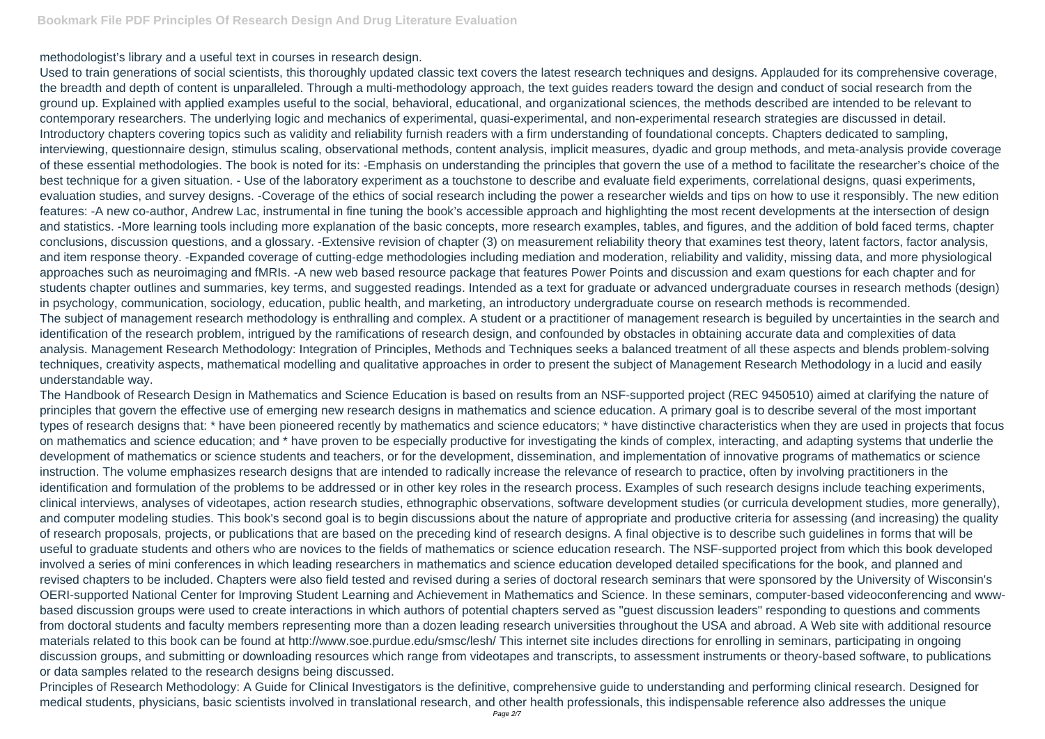methodologist's library and a useful text in courses in research design.

Used to train generations of social scientists, this thoroughly updated classic text covers the latest research techniques and designs. Applauded for its comprehensive coverage, the breadth and depth of content is unparalleled. Through a multi-methodology approach, the text guides readers toward the design and conduct of social research from the ground up. Explained with applied examples useful to the social, behavioral, educational, and organizational sciences, the methods described are intended to be relevant to contemporary researchers. The underlying logic and mechanics of experimental, quasi-experimental, and non-experimental research strategies are discussed in detail. Introductory chapters covering topics such as validity and reliability furnish readers with a firm understanding of foundational concepts. Chapters dedicated to sampling, interviewing, questionnaire design, stimulus scaling, observational methods, content analysis, implicit measures, dyadic and group methods, and meta-analysis provide coverage of these essential methodologies. The book is noted for its: -Emphasis on understanding the principles that govern the use of a method to facilitate the researcher's choice of the best technique for a given situation. - Use of the laboratory experiment as a touchstone to describe and evaluate field experiments, correlational designs, quasi experiments, evaluation studies, and survey designs. -Coverage of the ethics of social research including the power a researcher wields and tips on how to use it responsibly. The new edition features: -A new co-author, Andrew Lac, instrumental in fine tuning the book's accessible approach and highlighting the most recent developments at the intersection of design and statistics. -More learning tools including more explanation of the basic concepts, more research examples, tables, and figures, and the addition of bold faced terms, chapter conclusions, discussion questions, and a glossary. -Extensive revision of chapter (3) on measurement reliability theory that examines test theory, latent factors, factor analysis, and item response theory. -Expanded coverage of cutting-edge methodologies including mediation and moderation, reliability and validity, missing data, and more physiological approaches such as neuroimaging and fMRIs. -A new web based resource package that features Power Points and discussion and exam questions for each chapter and for students chapter outlines and summaries, key terms, and suggested readings. Intended as a text for graduate or advanced undergraduate courses in research methods (design) in psychology, communication, sociology, education, public health, and marketing, an introductory undergraduate course on research methods is recommended.

The subject of management research methodology is enthralling and complex. A student or a practitioner of management research is beguiled by uncertainties in the search and identification of the research problem, intrigued by the ramifications of research design, and confounded by obstacles in obtaining accurate data and complexities of data analysis. Management Research Methodology: Integration of Principles, Methods and Techniques seeks a balanced treatment of all these aspects and blends problem-solving techniques, creativity aspects, mathematical modelling and qualitative approaches in order to present the subject of Management Research Methodology in a lucid and easily understandable way.

The Handbook of Research Design in Mathematics and Science Education is based on results from an NSF-supported project (REC 9450510) aimed at clarifying the nature of principles that govern the effective use of emerging new research designs in mathematics and science education. A primary goal is to describe several of the most important types of research designs that: * have been pioneered recently by mathematics and science educators; * have distinctive characteristics when they are used in projects that focus on mathematics and science education; and * have proven to be especially productive for investigating the kinds of complex, interacting, and adapting systems that underlie the development of mathematics or science students and teachers, or for the development, dissemination, and implementation of innovative programs of mathematics or science instruction. The volume emphasizes research designs that are intended to radically increase the relevance of research to practice, often by involving practitioners in the identification and formulation of the problems to be addressed or in other key roles in the research process. Examples of such research designs include teaching experiments, clinical interviews, analyses of videotapes, action research studies, ethnographic observations, software development studies (or curricula development studies, more generally), and computer modeling studies. This book's second goal is to begin discussions about the nature of appropriate and productive criteria for assessing (and increasing) the quality of research proposals, projects, or publications that are based on the preceding kind of research designs. A final objective is to describe such guidelines in forms that will be useful to graduate students and others who are novices to the fields of mathematics or science education research. The NSF-supported project from which this book developed involved a series of mini conferences in which leading researchers in mathematics and science education developed detailed specifications for the book, and planned and revised chapters to be included. Chapters were also field tested and revised during a series of doctoral research seminars that were sponsored by the University of Wisconsin's OERI-supported National Center for Improving Student Learning and Achievement in Mathematics and Science. In these seminars, computer-based videoconferencing and www-based discussion groups were used to create interactions in which authors of potential chapters served as "guest discussion leaders" responding to questions and comments from doctoral students and faculty members representing more than a dozen leading research universities throughout the USA and abroad. A Web site with additional resource materials related to this book can be found at http://www.soe.purdue.edu/smsc/lesh/ This internet site includes directions for enrolling in seminars, participating in ongoing discussion groups, and submitting or downloading resources which range from videotapes and transcripts, to assessment instruments or theory-based software, to publications or data samples related to the research designs being discussed.

Principles of Research Methodology: A Guide for Clinical Investigators is the definitive, comprehensive guide to understanding and performing clinical research. Designed for medical students, physicians, basic scientists involved in translational research, and other health professionals, this indispensable reference also addresses the unique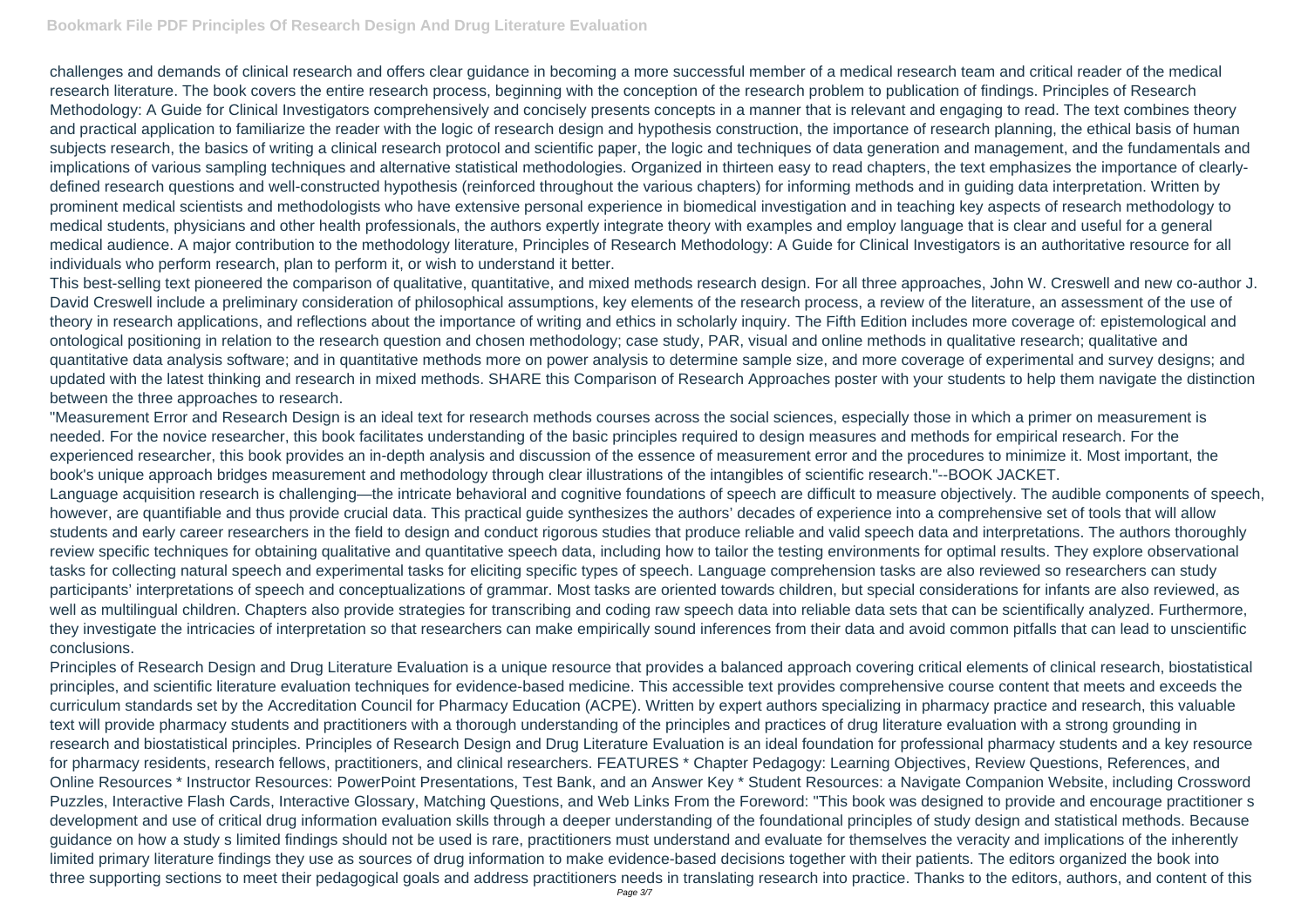challenges and demands of clinical research and offers clear guidance in becoming a more successful member of a medical research team and critical reader of the medical research literature. The book covers the entire research process, beginning with the conception of the research problem to publication of findings. Principles of Research Methodology: A Guide for Clinical Investigators comprehensively and concisely presents concepts in a manner that is relevant and engaging to read. The text combines theory and practical application to familiarize the reader with the logic of research design and hypothesis construction, the importance of research planning, the ethical basis of human subjects research, the basics of writing a clinical research protocol and scientific paper, the logic and techniques of data generation and management, and the fundamentals and implications of various sampling techniques and alternative statistical methodologies. Organized in thirteen easy to read chapters, the text emphasizes the importance of clearly-defined research questions and well-constructed hypothesis (reinforced throughout the various chapters) for informing methods and in guiding data interpretation. Written by prominent medical scientists and methodologists who have extensive personal experience in biomedical investigation and in teaching key aspects of research methodology to medical students, physicians and other health professionals, the authors expertly integrate theory with examples and employ language that is clear and useful for a general medical audience. A major contribution to the methodology literature, Principles of Research Methodology: A Guide for Clinical Investigators is an authoritative resource for all individuals who perform research, plan to perform it, or wish to understand it better.

This best-selling text pioneered the comparison of qualitative, quantitative, and mixed methods research design. For all three approaches, John W. Creswell and new co-author J. David Creswell include a preliminary consideration of philosophical assumptions, key elements of the research process, a review of the literature, an assessment of the use of theory in research applications, and reflections about the importance of writing and ethics in scholarly inquiry. The Fifth Edition includes more coverage of: epistemological and ontological positioning in relation to the research question and chosen methodology; case study, PAR, visual and online methods in qualitative research; qualitative and quantitative data analysis software; and in quantitative methods more on power analysis to determine sample size, and more coverage of experimental and survey designs; and updated with the latest thinking and research in mixed methods. SHARE this Comparison of Research Approaches poster with your students to help them navigate the distinction between the three approaches to research.

"Measurement Error and Research Design is an ideal text for research methods courses across the social sciences, especially those in which a primer on measurement is needed. For the novice researcher, this book facilitates understanding of the basic principles required to design measures and methods for empirical research. For the experienced researcher, this book provides an in-depth analysis and discussion of the essence of measurement error and the procedures to minimize it. Most important, the book's unique approach bridges measurement and methodology through clear illustrations of the intangibles of scientific research."--BOOK JACKET.

Language acquisition research is challenging—the intricate behavioral and cognitive foundations of speech are difficult to measure objectively. The audible components of speech, however, are quantifiable and thus provide crucial data. This practical guide synthesizes the authors' decades of experience into a comprehensive set of tools that will allow students and early career researchers in the field to design and conduct rigorous studies that produce reliable and valid speech data and interpretations. The authors thoroughly review specific techniques for obtaining qualitative and quantitative speech data, including how to tailor the testing environments for optimal results. They explore observational tasks for collecting natural speech and experimental tasks for eliciting specific types of speech. Language comprehension tasks are also reviewed so researchers can study participants' interpretations of speech and conceptualizations of grammar. Most tasks are oriented towards children, but special considerations for infants are also reviewed, as well as multilingual children. Chapters also provide strategies for transcribing and coding raw speech data into reliable data sets that can be scientifically analyzed. Furthermore, they investigate the intricacies of interpretation so that researchers can make empirically sound inferences from their data and avoid common pitfalls that can lead to unscientific conclusions.

Principles of Research Design and Drug Literature Evaluation is a unique resource that provides a balanced approach covering critical elements of clinical research, biostatistical principles, and scientific literature evaluation techniques for evidence-based medicine. This accessible text provides comprehensive course content that meets and exceeds the curriculum standards set by the Accreditation Council for Pharmacy Education (ACPE). Written by expert authors specializing in pharmacy practice and research, this valuable text will provide pharmacy students and practitioners with a thorough understanding of the principles and practices of drug literature evaluation with a strong grounding in research and biostatistical principles. Principles of Research Design and Drug Literature Evaluation is an ideal foundation for professional pharmacy students and a key resource for pharmacy residents, research fellows, practitioners, and clinical researchers. FEATURES * Chapter Pedagogy: Learning Objectives, Review Questions, References, and Online Resources * Instructor Resources: PowerPoint Presentations, Test Bank, and an Answer Key * Student Resources: a Navigate Companion Website, including Crossword Puzzles, Interactive Flash Cards, Interactive Glossary, Matching Questions, and Web Links From the Foreword: "This book was designed to provide and encourage practitioner s development and use of critical drug information evaluation skills through a deeper understanding of the foundational principles of study design and statistical methods. Because guidance on how a study s limited findings should not be used is rare, practitioners must understand and evaluate for themselves the veracity and implications of the inherently limited primary literature findings they use as sources of drug information to make evidence-based decisions together with their patients. The editors organized the book into three supporting sections to meet their pedagogical goals and address practitioners needs in translating research into practice. Thanks to the editors, authors, and content of this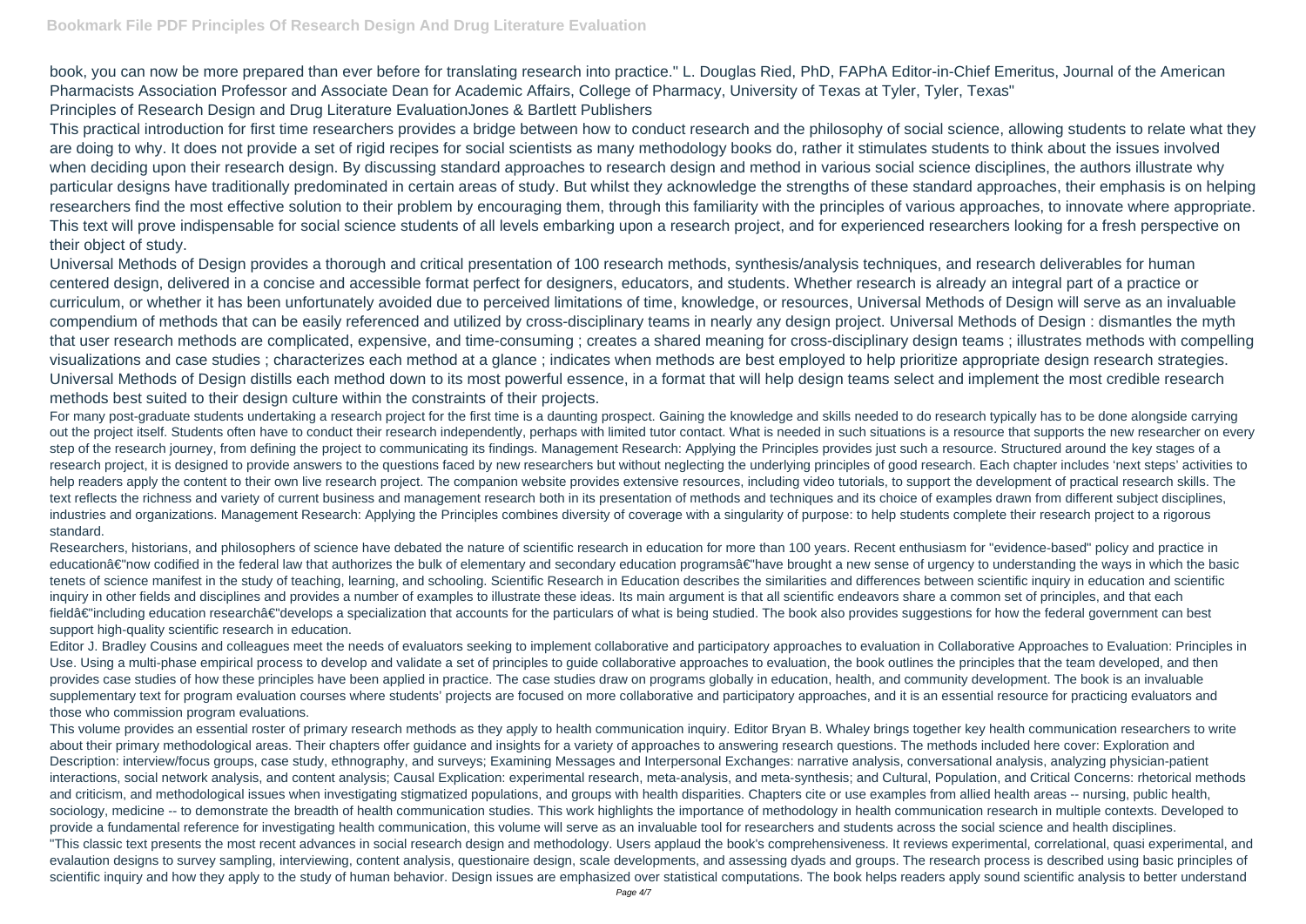book, you can now be more prepared than ever before for translating research into practice." L. Douglas Ried, PhD, FAPhA Editor-in-Chief Emeritus, Journal of the American Pharmacists Association Professor and Associate Dean for Academic Affairs, College of Pharmacy, University of Texas at Tyler, Tyler, Texas"
Principles of Research Design and Drug Literature EvaluationJones & Bartlett Publishers

This practical introduction for first time researchers provides a bridge between how to conduct research and the philosophy of social science, allowing students to relate what they are doing to why. It does not provide a set of rigid recipes for social scientists as many methodology books do, rather it stimulates students to think about the issues involved when deciding upon their research design. By discussing standard approaches to research design and method in various social science disciplines, the authors illustrate why particular designs have traditionally predominated in certain areas of study. But whilst they acknowledge the strengths of these standard approaches, their emphasis is on helping researchers find the most effective solution to their problem by encouraging them, through this familiarity with the principles of various approaches, to innovate where appropriate. This text will prove indispensable for social science students of all levels embarking upon a research project, and for experienced researchers looking for a fresh perspective on their object of study.

Universal Methods of Design provides a thorough and critical presentation of 100 research methods, synthesis/analysis techniques, and research deliverables for human centered design, delivered in a concise and accessible format perfect for designers, educators, and students. Whether research is already an integral part of a practice or curriculum, or whether it has been unfortunately avoided due to perceived limitations of time, knowledge, or resources, Universal Methods of Design will serve as an invaluable compendium of methods that can be easily referenced and utilized by cross-disciplinary teams in nearly any design project. Universal Methods of Design : dismantles the myth that user research methods are complicated, expensive, and time-consuming ; creates a shared meaning for cross-disciplinary design teams ; illustrates methods with compelling visualizations and case studies ; characterizes each method at a glance ; indicates when methods are best employed to help prioritize appropriate design research strategies. Universal Methods of Design distills each method down to its most powerful essence, in a format that will help design teams select and implement the most credible research methods best suited to their design culture within the constraints of their projects.

For many post-graduate students undertaking a research project for the first time is a daunting prospect. Gaining the knowledge and skills needed to do research typically has to be done alongside carrying out the project itself. Students often have to conduct their research independently, perhaps with limited tutor contact. What is needed in such situations is a resource that supports the new researcher on every step of the research journey, from defining the project to communicating its findings. Management Research: Applying the Principles provides just such a resource. Structured around the key stages of a research project, it is designed to provide answers to the questions faced by new researchers but without neglecting the underlying principles of good research. Each chapter includes 'next steps' activities to help readers apply the content to their own live research project. The companion website provides extensive resources, including video tutorials, to support the development of practical research skills. The text reflects the richness and variety of current business and management research both in its presentation of methods and techniques and its choice of examples drawn from different subject disciplines, industries and organizations. Management Research: Applying the Principles combines diversity of coverage with a singularity of purpose: to help students complete their research project to a rigorous standard.

Researchers, historians, and philosophers of science have debated the nature of scientific research in education for more than 100 years. Recent enthusiasm for "evidence-based" policy and practice in educationâ€"now codified in the federal law that authorizes the bulk of elementary and secondary education programsâ€"have brought a new sense of urgency to understanding the ways in which the basic tenets of science manifest in the study of teaching, learning, and schooling. Scientific Research in Education describes the similarities and differences between scientific inquiry in education and scientific inquiry in other fields and disciplines and provides a number of examples to illustrate these ideas. Its main argument is that all scientific endeavors share a common set of principles, and that each fieldâ€"including education researchâ€"develops a specialization that accounts for the particulars of what is being studied. The book also provides suggestions for how the federal government can best support high-quality scientific research in education.

Editor J. Bradley Cousins and colleagues meet the needs of evaluators seeking to implement collaborative and participatory approaches to evaluation in Collaborative Approaches to Evaluation: Principles in Use. Using a multi-phase empirical process to develop and validate a set of principles to guide collaborative approaches to evaluation, the book outlines the principles that the team developed, and then provides case studies of how these principles have been applied in practice. The case studies draw on programs globally in education, health, and community development. The book is an invaluable supplementary text for program evaluation courses where students' projects are focused on more collaborative and participatory approaches, and it is an essential resource for practicing evaluators and those who commission program evaluations.

This volume provides an essential roster of primary research methods as they apply to health communication inquiry. Editor Bryan B. Whaley brings together key health communication researchers to write about their primary methodological areas. Their chapters offer guidance and insights for a variety of approaches to answering research questions. The methods included here cover: Exploration and Description: interview/focus groups, case study, ethnography, and surveys; Examining Messages and Interpersonal Exchanges: narrative analysis, conversational analysis, analyzing physician-patient interactions, social network analysis, and content analysis; Causal Explication: experimental research, meta-analysis, and meta-synthesis; and Cultural, Population, and Critical Concerns: rhetorical methods and criticism, and methodological issues when investigating stigmatized populations, and groups with health disparities. Chapters cite or use examples from allied health areas -- nursing, public health, sociology, medicine -- to demonstrate the breadth of health communication studies. This work highlights the importance of methodology in health communication research in multiple contexts. Developed to provide a fundamental reference for investigating health communication, this volume will serve as an invaluable tool for researchers and students across the social science and health disciplines.

"This classic text presents the most recent advances in social research design and methodology. Users applaud the book's comprehensiveness. It reviews experimental, correlational, quasi experimental, and evalaution designs to survey sampling, interviewing, content analysis, questionaire design, scale developments, and assessing dyads and groups. The research process is described using basic principles of scientific inquiry and how they apply to the study of human behavior. Design issues are emphasized over statistical computations. The book helps readers apply sound scientific analysis to better understand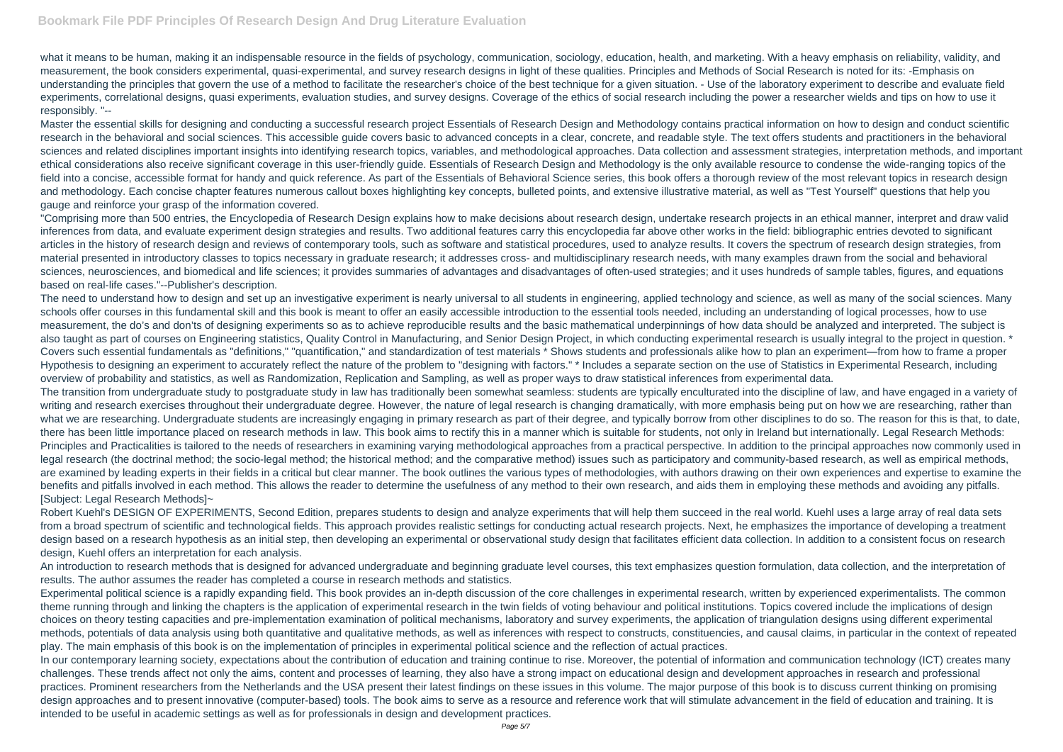what it means to be human, making it an indispensable resource in the fields of psychology, communication, sociology, education, health, and marketing. With a heavy emphasis on reliability, validity, and measurement, the book considers experimental, quasi-experimental, and survey research designs in light of these qualities. Principles and Methods of Social Research is noted for its: -Emphasis on understanding the principles that govern the use of a method to facilitate the researcher's choice of the best technique for a given situation. - Use of the laboratory experiment to describe and evaluate field experiments, correlational designs, quasi experiments, evaluation studies, and survey designs. Coverage of the ethics of social research including the power a researcher wields and tips on how to use it responsibly. "--

Master the essential skills for designing and conducting a successful research project Essentials of Research Design and Methodology contains practical information on how to design and conduct scientific research in the behavioral and social sciences. This accessible guide covers basic to advanced concepts in a clear, concrete, and readable style. The text offers students and practitioners in the behavioral sciences and related disciplines important insights into identifying research topics, variables, and methodological approaches. Data collection and assessment strategies, interpretation methods, and important ethical considerations also receive significant coverage in this user-friendly guide. Essentials of Research Design and Methodology is the only available resource to condense the wide-ranging topics of the field into a concise, accessible format for handy and quick reference. As part of the Essentials of Behavioral Science series, this book offers a thorough review of the most relevant topics in research design and methodology. Each concise chapter features numerous callout boxes highlighting key concepts, bulleted points, and extensive illustrative material, as well as "Test Yourself" questions that help you gauge and reinforce your grasp of the information covered.

"Comprising more than 500 entries, the Encyclopedia of Research Design explains how to make decisions about research design, undertake research projects in an ethical manner, interpret and draw valid inferences from data, and evaluate experiment design strategies and results. Two additional features carry this encyclopedia far above other works in the field: bibliographic entries devoted to significant articles in the history of research design and reviews of contemporary tools, such as software and statistical procedures, used to analyze results. It covers the spectrum of research design strategies, from material presented in introductory classes to topics necessary in graduate research; it addresses cross- and multidisciplinary research needs, with many examples drawn from the social and behavioral sciences, neurosciences, and biomedical and life sciences; it provides summaries of advantages and disadvantages of often-used strategies; and it uses hundreds of sample tables, figures, and equations based on real-life cases."--Publisher's description.

The need to understand how to design and set up an investigative experiment is nearly universal to all students in engineering, applied technology and science, as well as many of the social sciences. Many schools offer courses in this fundamental skill and this book is meant to offer an easily accessible introduction to the essential tools needed, including an understanding of logical processes, how to use measurement, the do's and don'ts of designing experiments so as to achieve reproducible results and the basic mathematical underpinnings of how data should be analyzed and interpreted. The subject is also taught as part of courses on Engineering statistics, Quality Control in Manufacturing, and Senior Design Project, in which conducting experimental research is usually integral to the project in question. * Covers such essential fundamentals as "definitions," "quantification," and standardization of test materials * Shows students and professionals alike how to plan an experiment—from how to frame a proper Hypothesis to designing an experiment to accurately reflect the nature of the problem to "designing with factors." * Includes a separate section on the use of Statistics in Experimental Research, including overview of probability and statistics, as well as Randomization, Replication and Sampling, as well as proper ways to draw statistical inferences from experimental data.

The transition from undergraduate study to postgraduate study in law has traditionally been somewhat seamless: students are typically enculturated into the discipline of law, and have engaged in a variety of writing and research exercises throughout their undergraduate degree. However, the nature of legal research is changing dramatically, with more emphasis being put on how we are researching, rather than what we are researching. Undergraduate students are increasingly engaging in primary research as part of their degree, and typically borrow from other disciplines to do so. The reason for this is that, to date, there has been little importance placed on research methods in law. This book aims to rectify this in a manner which is suitable for students, not only in Ireland but internationally. Legal Research Methods: Principles and Practicalities is tailored to the needs of researchers in examining varying methodological approaches from a practical perspective. In addition to the principal approaches now commonly used in legal research (the doctrinal method; the socio-legal method; the historical method; and the comparative method) issues such as participatory and community-based research, as well as empirical methods, are examined by leading experts in their fields in a critical but clear manner. The book outlines the various types of methodologies, with authors drawing on their own experiences and expertise to examine the benefits and pitfalls involved in each method. This allows the reader to determine the usefulness of any method to their own research, and aids them in employing these methods and avoiding any pitfalls. [Subject: Legal Research Methods]~

Robert Kuehl's DESIGN OF EXPERIMENTS, Second Edition, prepares students to design and analyze experiments that will help them succeed in the real world. Kuehl uses a large array of real data sets from a broad spectrum of scientific and technological fields. This approach provides realistic settings for conducting actual research projects. Next, he emphasizes the importance of developing a treatment design based on a research hypothesis as an initial step, then developing an experimental or observational study design that facilitates efficient data collection. In addition to a consistent focus on research design, Kuehl offers an interpretation for each analysis.

An introduction to research methods that is designed for advanced undergraduate and beginning graduate level courses, this text emphasizes question formulation, data collection, and the interpretation of results. The author assumes the reader has completed a course in research methods and statistics.

Experimental political science is a rapidly expanding field. This book provides an in-depth discussion of the core challenges in experimental research, written by experienced experimentalists. The common theme running through and linking the chapters is the application of experimental research in the twin fields of voting behaviour and political institutions. Topics covered include the implications of design choices on theory testing capacities and pre-implementation examination of political mechanisms, laboratory and survey experiments, the application of triangulation designs using different experimental methods, potentials of data analysis using both quantitative and qualitative methods, as well as inferences with respect to constructs, constituencies, and causal claims, in particular in the context of repeated play. The main emphasis of this book is on the implementation of principles in experimental political science and the reflection of actual practices.

In our contemporary learning society, expectations about the contribution of education and training continue to rise. Moreover, the potential of information and communication technology (ICT) creates many challenges. These trends affect not only the aims, content and processes of learning, they also have a strong impact on educational design and development approaches in research and professional practices. Prominent researchers from the Netherlands and the USA present their latest findings on these issues in this volume. The major purpose of this book is to discuss current thinking on promising design approaches and to present innovative (computer-based) tools. The book aims to serve as a resource and reference work that will stimulate advancement in the field of education and training. It is intended to be useful in academic settings as well as for professionals in design and development practices.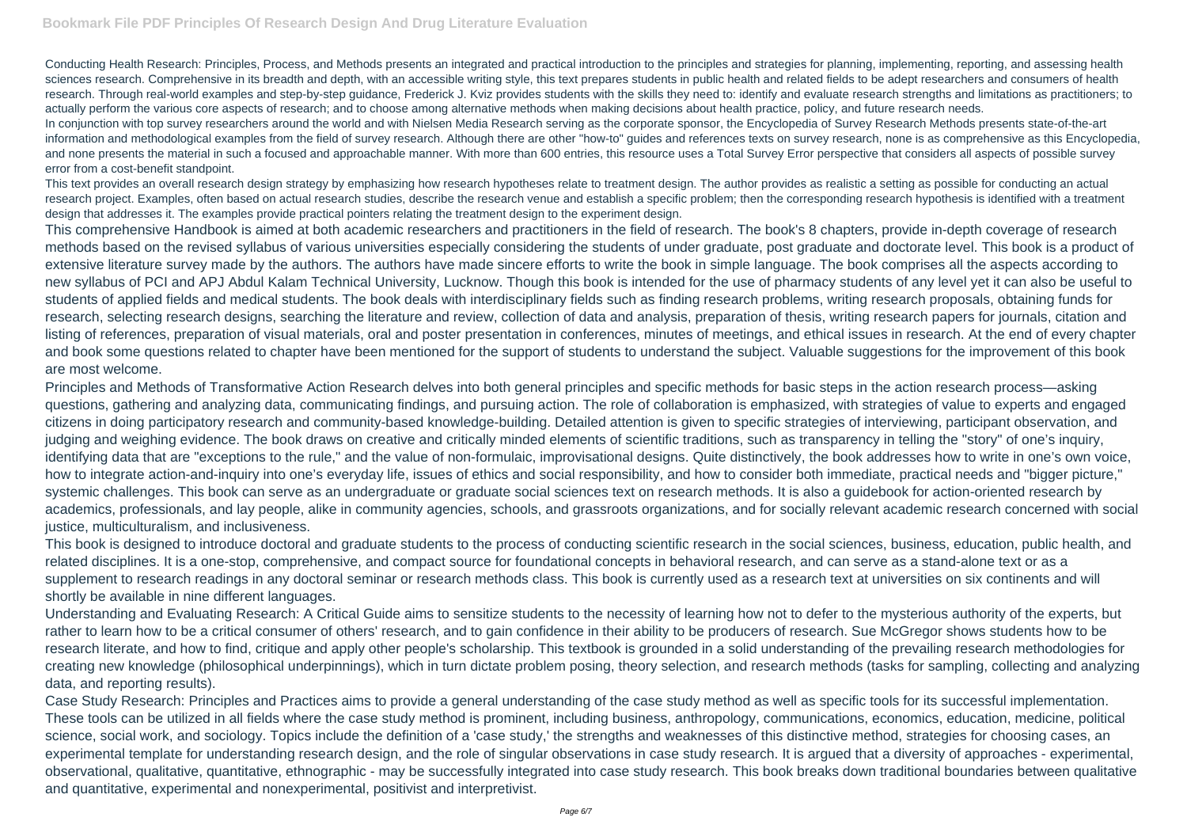Conducting Health Research: Principles, Process, and Methods presents an integrated and practical introduction to the principles and strategies for planning, implementing, reporting, and assessing health sciences research. Comprehensive in its breadth and depth, with an accessible writing style, this text prepares students in public health and related fields to be adept researchers and consumers of health research. Through real-world examples and step-by-step guidance, Frederick J. Kviz provides students with the skills they need to: identify and evaluate research strengths and limitations as practitioners; to actually perform the various core aspects of research; and to choose among alternative methods when making decisions about health practice, policy, and future research needs.

In conjunction with top survey researchers around the world and with Nielsen Media Research serving as the corporate sponsor, the Encyclopedia of Survey Research Methods presents state-of-the-art information and methodological examples from the field of survey research. Although there are other "how-to" guides and references texts on survey research, none is as comprehensive as this Encyclopedia, and none presents the material in such a focused and approachable manner. With more than 600 entries, this resource uses a Total Survey Error perspective that considers all aspects of possible survey error from a cost-benefit standpoint.

This text provides an overall research design strategy by emphasizing how research hypotheses relate to treatment design. The author provides as realistic a setting as possible for conducting an actual research project. Examples, often based on actual research studies, describe the research venue and establish a specific problem; then the corresponding research hypothesis is identified with a treatment design that addresses it. The examples provide practical pointers relating the treatment design to the experiment design.

This comprehensive Handbook is aimed at both academic researchers and practitioners in the field of research. The book's 8 chapters, provide in-depth coverage of research methods based on the revised syllabus of various universities especially considering the students of under graduate, post graduate and doctorate level. This book is a product of extensive literature survey made by the authors. The authors have made sincere efforts to write the book in simple language. The book comprises all the aspects according to new syllabus of PCI and APJ Abdul Kalam Technical University, Lucknow. Though this book is intended for the use of pharmacy students of any level yet it can also be useful to students of applied fields and medical students. The book deals with interdisciplinary fields such as finding research problems, writing research proposals, obtaining funds for research, selecting research designs, searching the literature and review, collection of data and analysis, preparation of thesis, writing research papers for journals, citation and listing of references, preparation of visual materials, oral and poster presentation in conferences, minutes of meetings, and ethical issues in research. At the end of every chapter and book some questions related to chapter have been mentioned for the support of students to understand the subject. Valuable suggestions for the improvement of this book are most welcome.

Principles and Methods of Transformative Action Research delves into both general principles and specific methods for basic steps in the action research process—asking questions, gathering and analyzing data, communicating findings, and pursuing action. The role of collaboration is emphasized, with strategies of value to experts and engaged citizens in doing participatory research and community-based knowledge-building. Detailed attention is given to specific strategies of interviewing, participant observation, and judging and weighing evidence. The book draws on creative and critically minded elements of scientific traditions, such as transparency in telling the "story" of one's inquiry, identifying data that are "exceptions to the rule," and the value of non-formulaic, improvisational designs. Quite distinctively, the book addresses how to write in one's own voice, how to integrate action-and-inquiry into one's everyday life, issues of ethics and social responsibility, and how to consider both immediate, practical needs and "bigger picture," systemic challenges. This book can serve as an undergraduate or graduate social sciences text on research methods. It is also a guidebook for action-oriented research by academics, professionals, and lay people, alike in community agencies, schools, and grassroots organizations, and for socially relevant academic research concerned with social justice, multiculturalism, and inclusiveness.

This book is designed to introduce doctoral and graduate students to the process of conducting scientific research in the social sciences, business, education, public health, and related disciplines. It is a one-stop, comprehensive, and compact source for foundational concepts in behavioral research, and can serve as a stand-alone text or as a supplement to research readings in any doctoral seminar or research methods class. This book is currently used as a research text at universities on six continents and will shortly be available in nine different languages.

Understanding and Evaluating Research: A Critical Guide aims to sensitize students to the necessity of learning how not to defer to the mysterious authority of the experts, but rather to learn how to be a critical consumer of others' research, and to gain confidence in their ability to be producers of research. Sue McGregor shows students how to be research literate, and how to find, critique and apply other people's scholarship. This textbook is grounded in a solid understanding of the prevailing research methodologies for creating new knowledge (philosophical underpinnings), which in turn dictate problem posing, theory selection, and research methods (tasks for sampling, collecting and analyzing data, and reporting results).

Case Study Research: Principles and Practices aims to provide a general understanding of the case study method as well as specific tools for its successful implementation. These tools can be utilized in all fields where the case study method is prominent, including business, anthropology, communications, economics, education, medicine, political science, social work, and sociology. Topics include the definition of a 'case study,' the strengths and weaknesses of this distinctive method, strategies for choosing cases, an experimental template for understanding research design, and the role of singular observations in case study research. It is argued that a diversity of approaches - experimental, observational, qualitative, quantitative, ethnographic - may be successfully integrated into case study research. This book breaks down traditional boundaries between qualitative and quantitative, experimental and nonexperimental, positivist and interpretivist.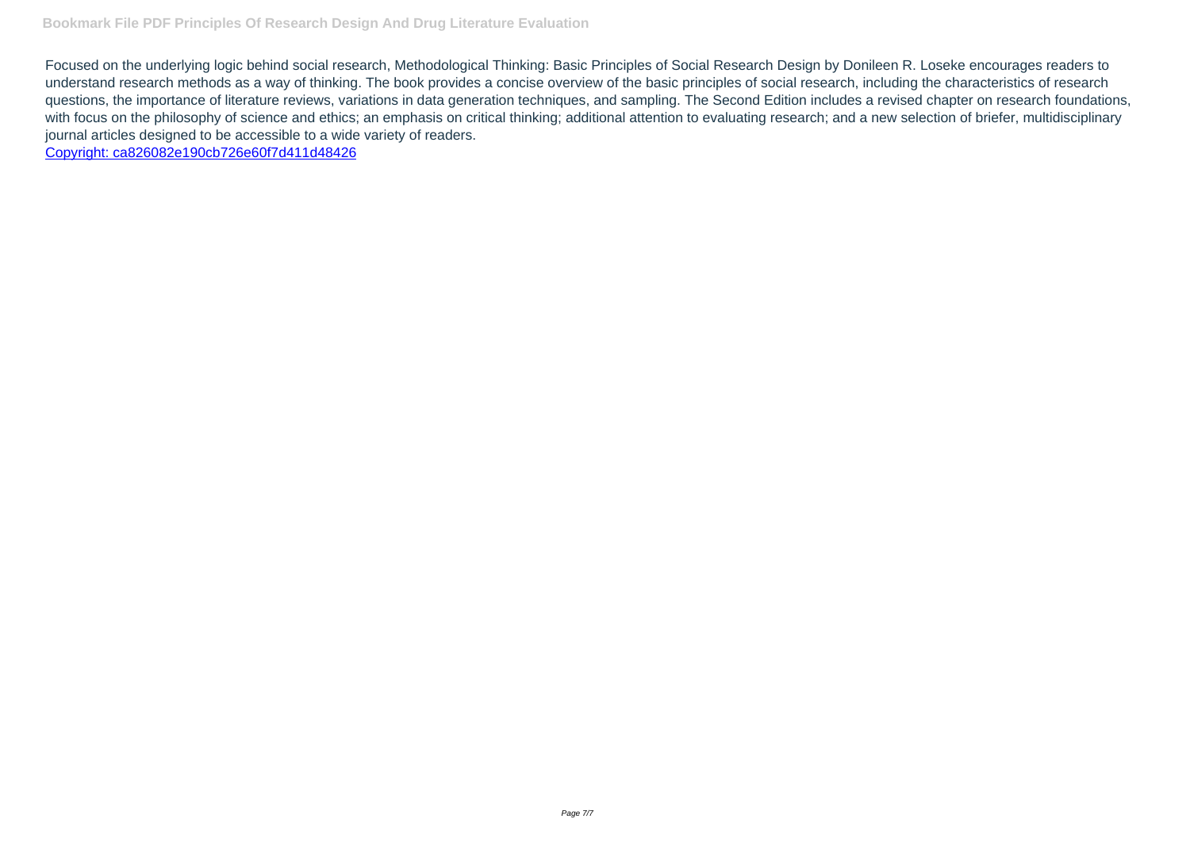Focused on the underlying logic behind social research, Methodological Thinking: Basic Principles of Social Research Design by Donileen R. Loseke encourages readers to understand research methods as a way of thinking. The book provides a concise overview of the basic principles of social research, including the characteristics of research questions, the importance of literature reviews, variations in data generation techniques, and sampling. The Second Edition includes a revised chapter on research foundations, with focus on the philosophy of science and ethics; an emphasis on critical thinking; additional attention to evaluating research; and a new selection of briefer, multidisciplinary journal articles designed to be accessible to a wide variety of readers.

Copyright: ca826082e190cb726e60f7d411d48426